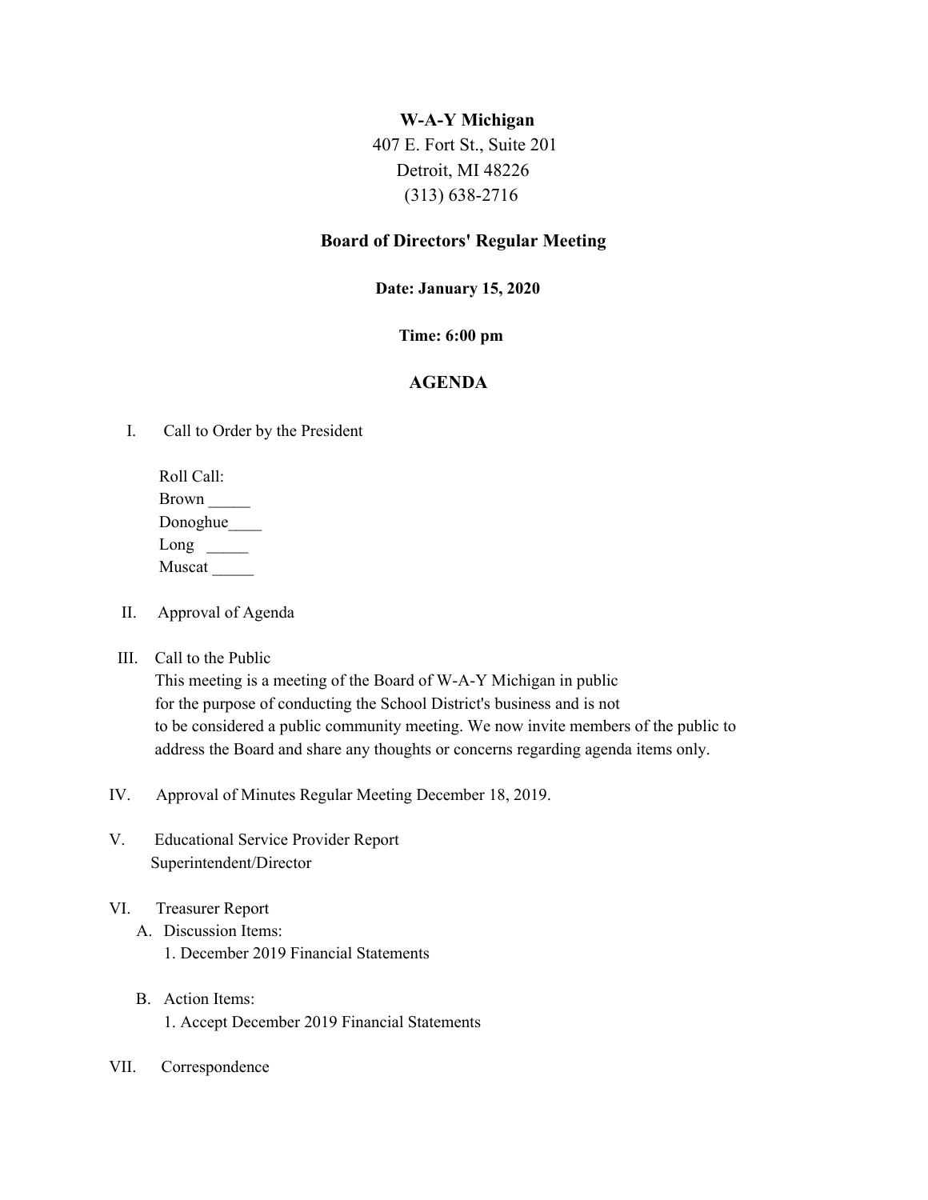**W-A-Y Michigan**
407 E. Fort St., Suite 201
Detroit, MI 48226
(313) 638-2716

## Board of Directors' Regular Meeting

**Date: January 15, 2020**

**Time: 6:00 pm**

## AGENDA

I. Call to Order by the President

Roll Call:
Brown _____
Donoghue____
Long _____
Muscat _____

II. Approval of Agenda

III. Call to the Public
This meeting is a meeting of the Board of W-A-Y Michigan in public for the purpose of conducting the School District's business and is not to be considered a public community meeting. We now invite members of the public to address the Board and share any thoughts or concerns regarding agenda items only.

IV. Approval of Minutes Regular Meeting December 18, 2019.

V. Educational Service Provider Report
Superintendent/Director

VI. Treasurer Report
   A. Discussion Items:
      1. December 2019 Financial Statements

   B. Action Items:
      1. Accept December 2019 Financial Statements

VII. Correspondence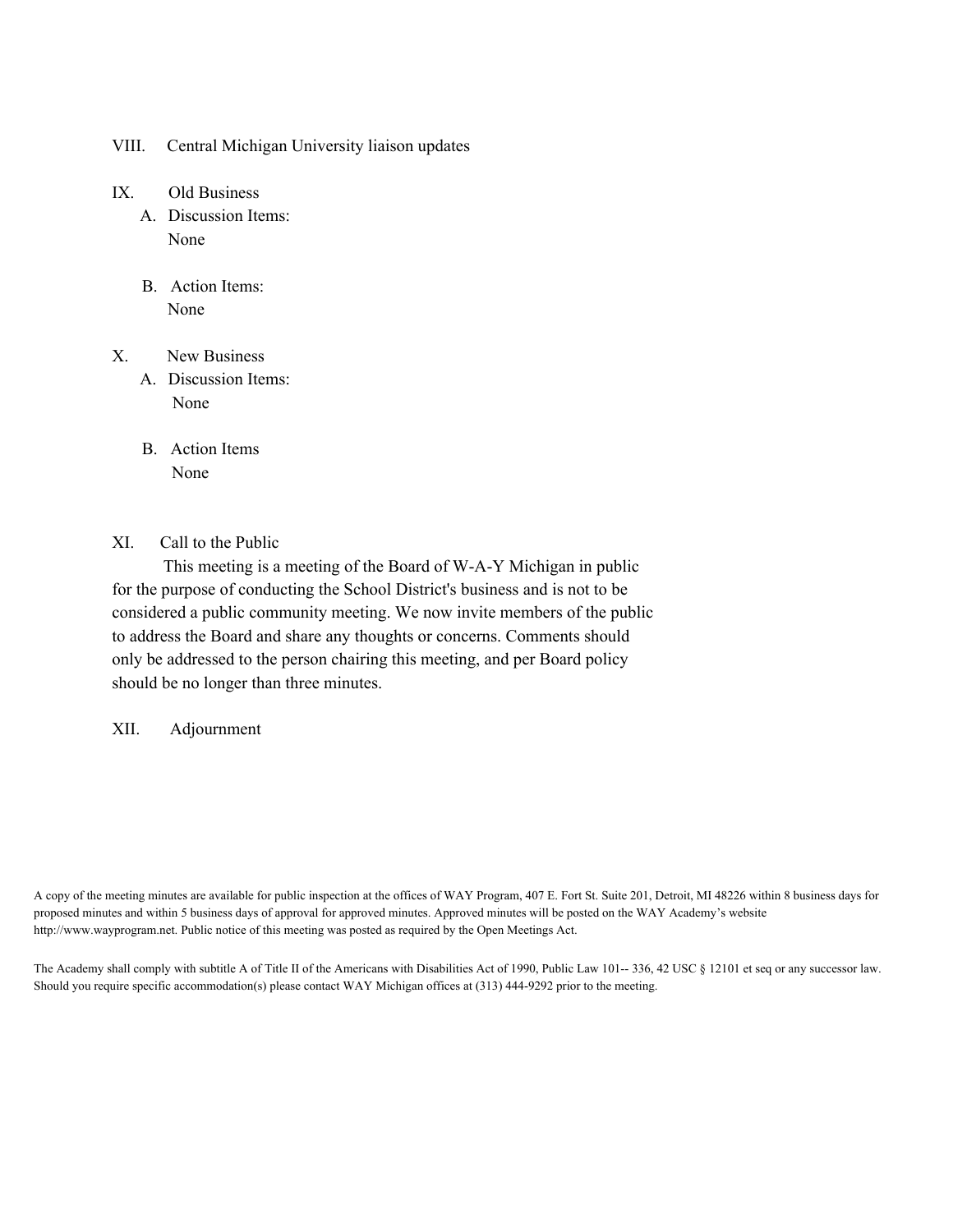VIII. Central Michigan University liaison updates

IX. Old Business

A. Discussion Items:
   None

B. Action Items:
   None

X. New Business

A. Discussion Items:
   None

B. Action Items
   None

XI. Call to the Public

This meeting is a meeting of the Board of W-A-Y Michigan in public for the purpose of conducting the School District's business and is not to be considered a public community meeting. We now invite members of the public to address the Board and share any thoughts or concerns. Comments should only be addressed to the person chairing this meeting, and per Board policy should be no longer than three minutes.

XII. Adjournment

A copy of the meeting minutes are available for public inspection at the offices of WAY Program, 407 E. Fort St. Suite 201, Detroit, MI 48226 within 8 business days for proposed minutes and within 5 business days of approval for approved minutes. Approved minutes will be posted on the WAY Academy's website http://www.wayprogram.net. Public notice of this meeting was posted as required by the Open Meetings Act.

The Academy shall comply with subtitle A of Title II of the Americans with Disabilities Act of 1990, Public Law 101-- 336, 42 USC § 12101 et seq or any successor law. Should you require specific accommodation(s) please contact WAY Michigan offices at (313) 444-9292 prior to the meeting.